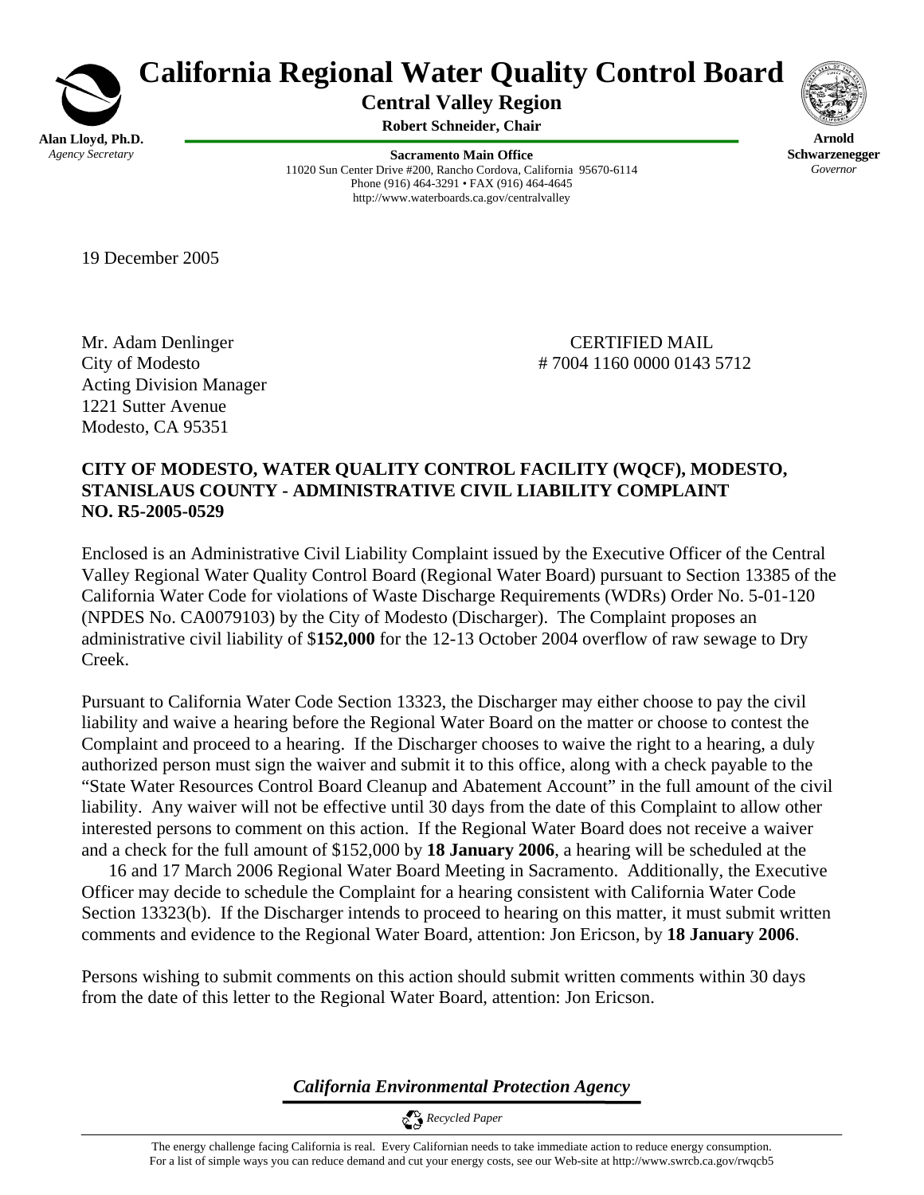# California Regional Water Quality Control Board

## Central Valley Region

**Robert Schneider, Chair**

**Alan Lloyd, Ph.D.**
*Agency Secretary*

**Sacramento Main Office**
11020 Sun Center Drive #200, Rancho Cordova, California 95670-6114
Phone (916) 464-3291 • FAX (916) 464-4645
http://www.waterboards.ca.gov/centralvalley

**Arnold Schwarzenegger**
*Governor*

19 December 2005

Mr. Adam Denlinger
City of Modesto
Acting Division Manager
1221 Sutter Avenue
Modesto, CA 95351

CERTIFIED MAIL
# 7004 1160 0000 0143 5712

**CITY OF MODESTO, WATER QUALITY CONTROL FACILITY (WQCF), MODESTO, STANISLAUS COUNTY - ADMINISTRATIVE CIVIL LIABILITY COMPLAINT NO. R5-2005-0529**

Enclosed is an Administrative Civil Liability Complaint issued by the Executive Officer of the Central Valley Regional Water Quality Control Board (Regional Water Board) pursuant to Section 13385 of the California Water Code for violations of Waste Discharge Requirements (WDRs) Order No. 5-01-120 (NPDES No. CA0079103) by the City of Modesto (Discharger). The Complaint proposes an administrative civil liability of $**152,000** for the 12-13 October 2004 overflow of raw sewage to Dry Creek.

Pursuant to California Water Code Section 13323, the Discharger may either choose to pay the civil liability and waive a hearing before the Regional Water Board on the matter or choose to contest the Complaint and proceed to a hearing. If the Discharger chooses to waive the right to a hearing, a duly authorized person must sign the waiver and submit it to this office, along with a check payable to the "State Water Resources Control Board Cleanup and Abatement Account" in the full amount of the civil liability. Any waiver will not be effective until 30 days from the date of this Complaint to allow other interested persons to comment on this action. If the Regional Water Board does not receive a waiver and a check for the full amount of $152,000 by **18 January 2006**, a hearing will be scheduled at the 16 and 17 March 2006 Regional Water Board Meeting in Sacramento. Additionally, the Executive Officer may decide to schedule the Complaint for a hearing consistent with California Water Code Section 13323(b). If the Discharger intends to proceed to hearing on this matter, it must submit written comments and evidence to the Regional Water Board, attention: Jon Ericson, by **18 January 2006**.

Persons wishing to submit comments on this action should submit written comments within 30 days from the date of this letter to the Regional Water Board, attention: Jon Ericson.

*California Environmental Protection Agency*

*Recycled Paper*

The energy challenge facing California is real. Every Californian needs to take immediate action to reduce energy consumption. For a list of simple ways you can reduce demand and cut your energy costs, see our Web-site at http://www.swrcb.ca.gov/rwqcb5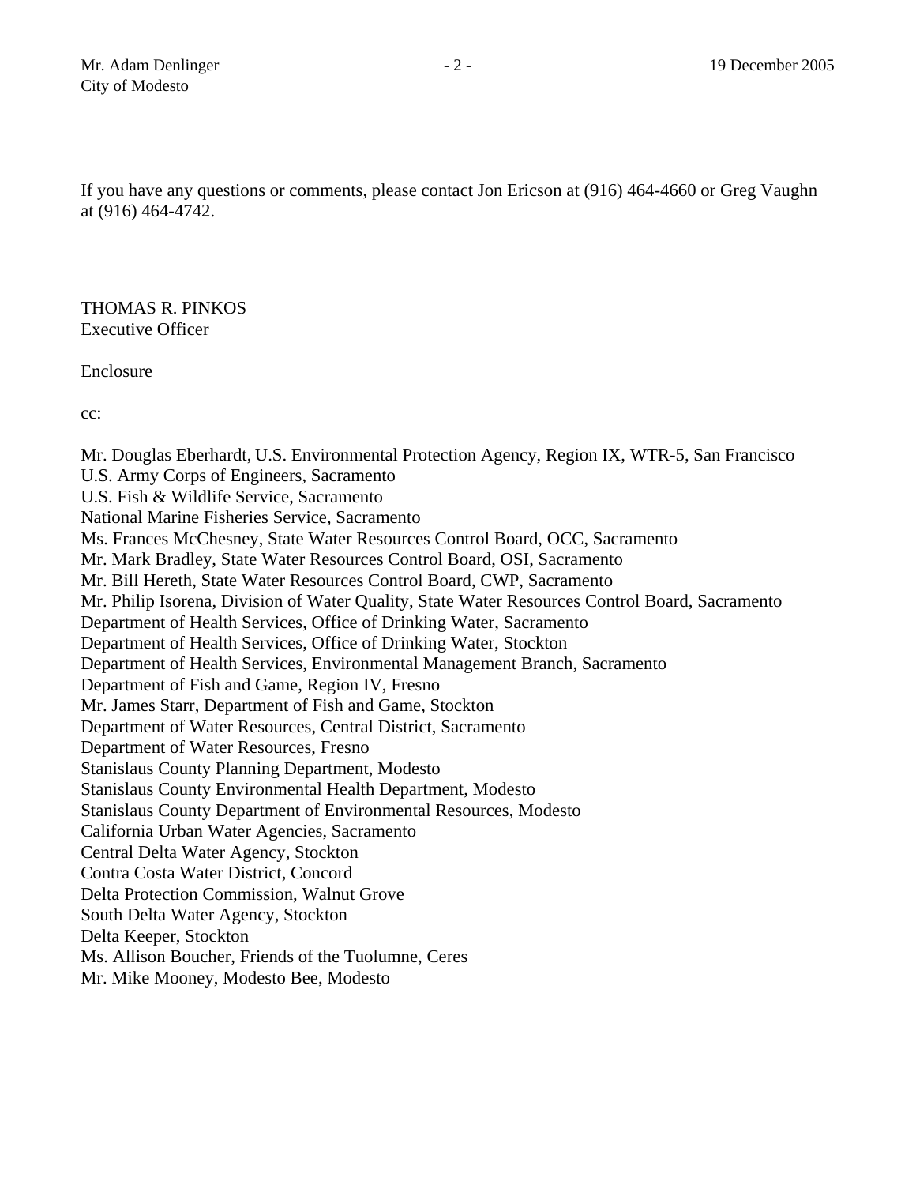If you have any questions or comments, please contact Jon Ericson at (916) 464-4660 or Greg Vaughn at (916) 464-4742.

THOMAS R. PINKOS
Executive Officer

Enclosure

cc:

Mr. Douglas Eberhardt, U.S. Environmental Protection Agency, Region IX, WTR-5, San Francisco
U.S. Army Corps of Engineers, Sacramento
U.S. Fish & Wildlife Service, Sacramento
National Marine Fisheries Service, Sacramento
Ms. Frances McChesney, State Water Resources Control Board, OCC, Sacramento
Mr. Mark Bradley, State Water Resources Control Board, OSI, Sacramento
Mr. Bill Hereth, State Water Resources Control Board, CWP, Sacramento
Mr. Philip Isorena, Division of Water Quality, State Water Resources Control Board, Sacramento
Department of Health Services, Office of Drinking Water, Sacramento
Department of Health Services, Office of Drinking Water, Stockton
Department of Health Services, Environmental Management Branch, Sacramento
Department of Fish and Game, Region IV, Fresno
Mr. James Starr, Department of Fish and Game, Stockton
Department of Water Resources, Central District, Sacramento
Department of Water Resources, Fresno
Stanislaus County Planning Department, Modesto
Stanislaus County Environmental Health Department, Modesto
Stanislaus County Department of Environmental Resources, Modesto
California Urban Water Agencies, Sacramento
Central Delta Water Agency, Stockton
Contra Costa Water District, Concord
Delta Protection Commission, Walnut Grove
South Delta Water Agency, Stockton
Delta Keeper, Stockton
Ms. Allison Boucher, Friends of the Tuolumne, Ceres
Mr. Mike Mooney, Modesto Bee, Modesto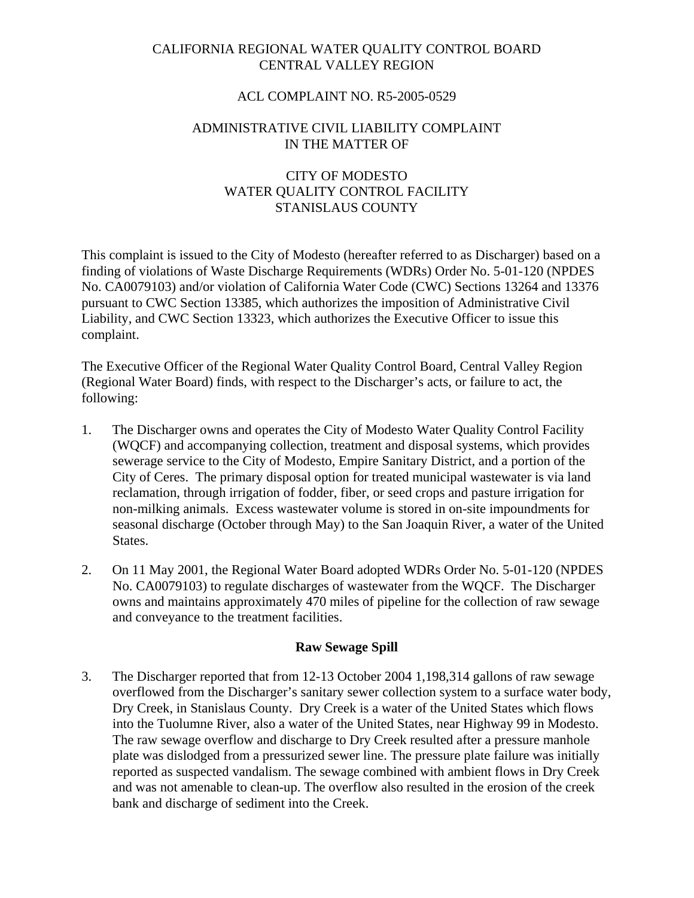CALIFORNIA REGIONAL WATER QUALITY CONTROL BOARD
CENTRAL VALLEY REGION

ACL COMPLAINT NO. R5-2005-0529

ADMINISTRATIVE CIVIL LIABILITY COMPLAINT
IN THE MATTER OF

CITY OF MODESTO
WATER QUALITY CONTROL FACILITY
STANISLAUS COUNTY

This complaint is issued to the City of Modesto (hereafter referred to as Discharger) based on a finding of violations of Waste Discharge Requirements (WDRs) Order No. 5-01-120 (NPDES No. CA0079103) and/or violation of California Water Code (CWC) Sections 13264 and 13376 pursuant to CWC Section 13385, which authorizes the imposition of Administrative Civil Liability, and CWC Section 13323, which authorizes the Executive Officer to issue this complaint.

The Executive Officer of the Regional Water Quality Control Board, Central Valley Region (Regional Water Board) finds, with respect to the Discharger's acts, or failure to act, the following:

1. The Discharger owns and operates the City of Modesto Water Quality Control Facility (WQCF) and accompanying collection, treatment and disposal systems, which provides sewerage service to the City of Modesto, Empire Sanitary District, and a portion of the City of Ceres. The primary disposal option for treated municipal wastewater is via land reclamation, through irrigation of fodder, fiber, or seed crops and pasture irrigation for non-milking animals. Excess wastewater volume is stored in on-site impoundments for seasonal discharge (October through May) to the San Joaquin River, a water of the United States.

2. On 11 May 2001, the Regional Water Board adopted WDRs Order No. 5-01-120 (NPDES No. CA0079103) to regulate discharges of wastewater from the WQCF. The Discharger owns and maintains approximately 470 miles of pipeline for the collection of raw sewage and conveyance to the treatment facilities.

**Raw Sewage Spill**

3. The Discharger reported that from 12-13 October 2004 1,198,314 gallons of raw sewage overflowed from the Discharger's sanitary sewer collection system to a surface water body, Dry Creek, in Stanislaus County. Dry Creek is a water of the United States which flows into the Tuolumne River, also a water of the United States, near Highway 99 in Modesto. The raw sewage overflow and discharge to Dry Creek resulted after a pressure manhole plate was dislodged from a pressurized sewer line. The pressure plate failure was initially reported as suspected vandalism. The sewage combined with ambient flows in Dry Creek and was not amenable to clean-up. The overflow also resulted in the erosion of the creek bank and discharge of sediment into the Creek.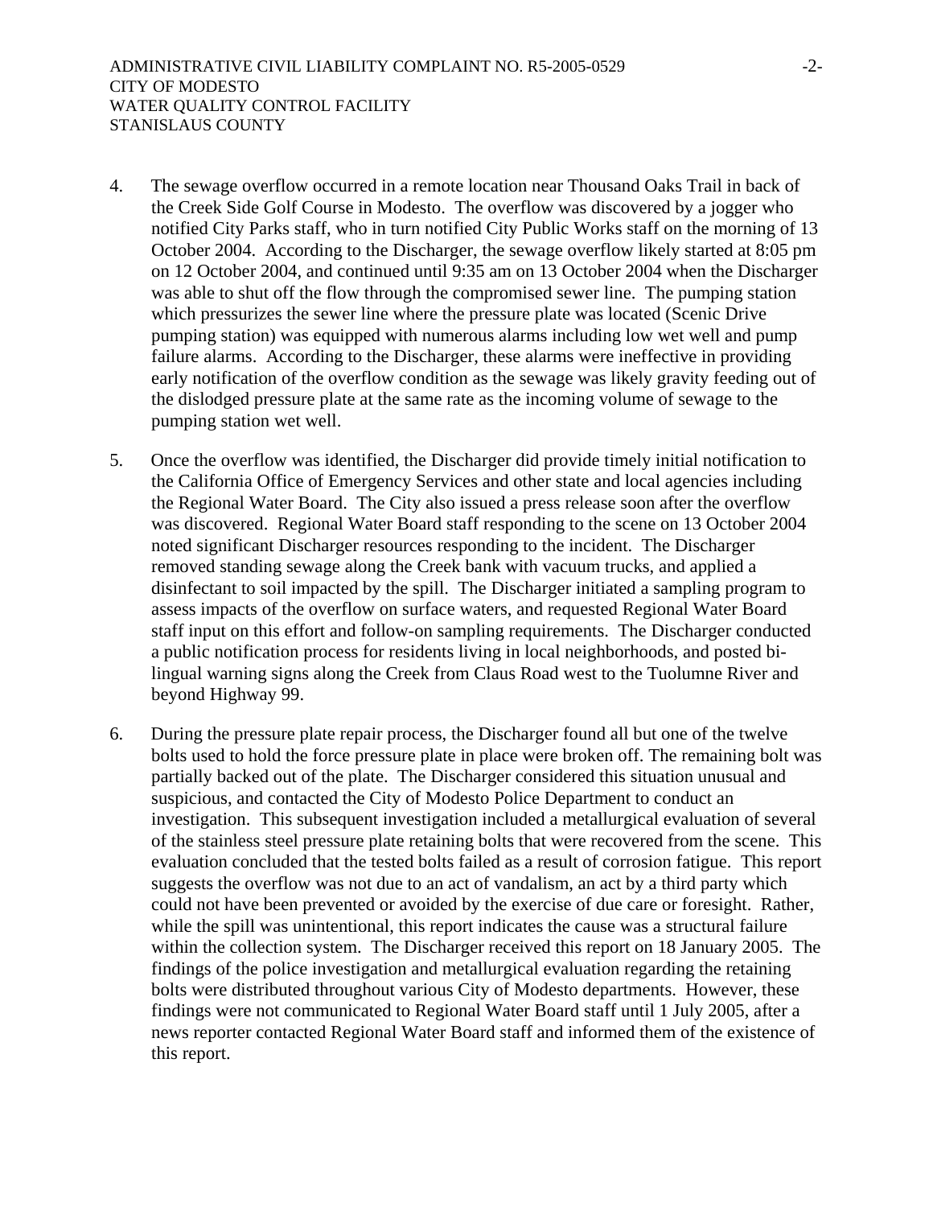4. The sewage overflow occurred in a remote location near Thousand Oaks Trail in back of the Creek Side Golf Course in Modesto. The overflow was discovered by a jogger who notified City Parks staff, who in turn notified City Public Works staff on the morning of 13 October 2004. According to the Discharger, the sewage overflow likely started at 8:05 pm on 12 October 2004, and continued until 9:35 am on 13 October 2004 when the Discharger was able to shut off the flow through the compromised sewer line. The pumping station which pressurizes the sewer line where the pressure plate was located (Scenic Drive pumping station) was equipped with numerous alarms including low wet well and pump failure alarms. According to the Discharger, these alarms were ineffective in providing early notification of the overflow condition as the sewage was likely gravity feeding out of the dislodged pressure plate at the same rate as the incoming volume of sewage to the pumping station wet well.

5. Once the overflow was identified, the Discharger did provide timely initial notification to the California Office of Emergency Services and other state and local agencies including the Regional Water Board. The City also issued a press release soon after the overflow was discovered. Regional Water Board staff responding to the scene on 13 October 2004 noted significant Discharger resources responding to the incident. The Discharger removed standing sewage along the Creek bank with vacuum trucks, and applied a disinfectant to soil impacted by the spill. The Discharger initiated a sampling program to assess impacts of the overflow on surface waters, and requested Regional Water Board staff input on this effort and follow-on sampling requirements. The Discharger conducted a public notification process for residents living in local neighborhoods, and posted bi-lingual warning signs along the Creek from Claus Road west to the Tuolumne River and beyond Highway 99.

6. During the pressure plate repair process, the Discharger found all but one of the twelve bolts used to hold the force pressure plate in place were broken off. The remaining bolt was partially backed out of the plate. The Discharger considered this situation unusual and suspicious, and contacted the City of Modesto Police Department to conduct an investigation. This subsequent investigation included a metallurgical evaluation of several of the stainless steel pressure plate retaining bolts that were recovered from the scene. This evaluation concluded that the tested bolts failed as a result of corrosion fatigue. This report suggests the overflow was not due to an act of vandalism, an act by a third party which could not have been prevented or avoided by the exercise of due care or foresight. Rather, while the spill was unintentional, this report indicates the cause was a structural failure within the collection system. The Discharger received this report on 18 January 2005. The findings of the police investigation and metallurgical evaluation regarding the retaining bolts were distributed throughout various City of Modesto departments. However, these findings were not communicated to Regional Water Board staff until 1 July 2005, after a news reporter contacted Regional Water Board staff and informed them of the existence of this report.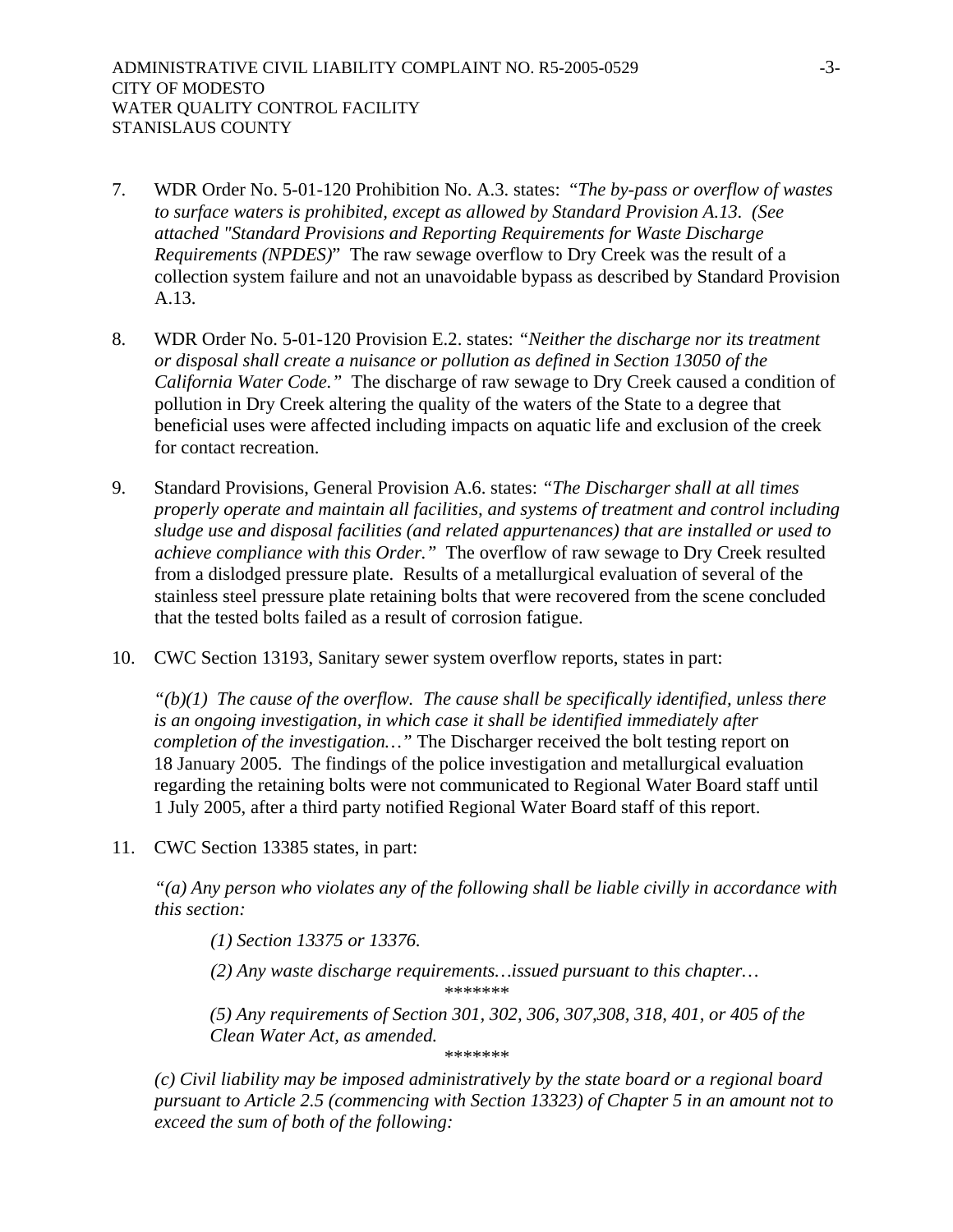7. WDR Order No. 5-01-120 Prohibition No. A.3. states: "*The by-pass or overflow of wastes to surface waters is prohibited, except as allowed by Standard Provision A.13. (See attached "Standard Provisions and Reporting Requirements for Waste Discharge Requirements (NPDES)*" The raw sewage overflow to Dry Creek was the result of a collection system failure and not an unavoidable bypass as described by Standard Provision A.13.

8. WDR Order No. 5-01-120 Provision E.2. states: *"Neither the discharge nor its treatment or disposal shall create a nuisance or pollution as defined in Section 13050 of the California Water Code."* The discharge of raw sewage to Dry Creek caused a condition of pollution in Dry Creek altering the quality of the waters of the State to a degree that beneficial uses were affected including impacts on aquatic life and exclusion of the creek for contact recreation.

9. Standard Provisions, General Provision A.6. states: *"The Discharger shall at all times properly operate and maintain all facilities, and systems of treatment and control including sludge use and disposal facilities (and related appurtenances) that are installed or used to achieve compliance with this Order."* The overflow of raw sewage to Dry Creek resulted from a dislodged pressure plate. Results of a metallurgical evaluation of several of the stainless steel pressure plate retaining bolts that were recovered from the scene concluded that the tested bolts failed as a result of corrosion fatigue.

10. CWC Section 13193, Sanitary sewer system overflow reports, states in part:

    *"(b)(1) The cause of the overflow. The cause shall be specifically identified, unless there is an ongoing investigation, in which case it shall be identified immediately after completion of the investigation…"* The Discharger received the bolt testing report on 18 January 2005. The findings of the police investigation and metallurgical evaluation regarding the retaining bolts were not communicated to Regional Water Board staff until 1 July 2005, after a third party notified Regional Water Board staff of this report.

11. CWC Section 13385 states, in part:

    *"(a) Any person who violates any of the following shall be liable civilly in accordance with this section:*

    *(1) Section 13375 or 13376.*

    *(2) Any waste discharge requirements…issued pursuant to this chapter…*

    *******

    *(5) Any requirements of Section 301, 302, 306, 307,308, 318, 401, or 405 of the Clean Water Act, as amended.*

    *******

    *(c) Civil liability may be imposed administratively by the state board or a regional board pursuant to Article 2.5 (commencing with Section 13323) of Chapter 5 in an amount not to exceed the sum of both of the following:*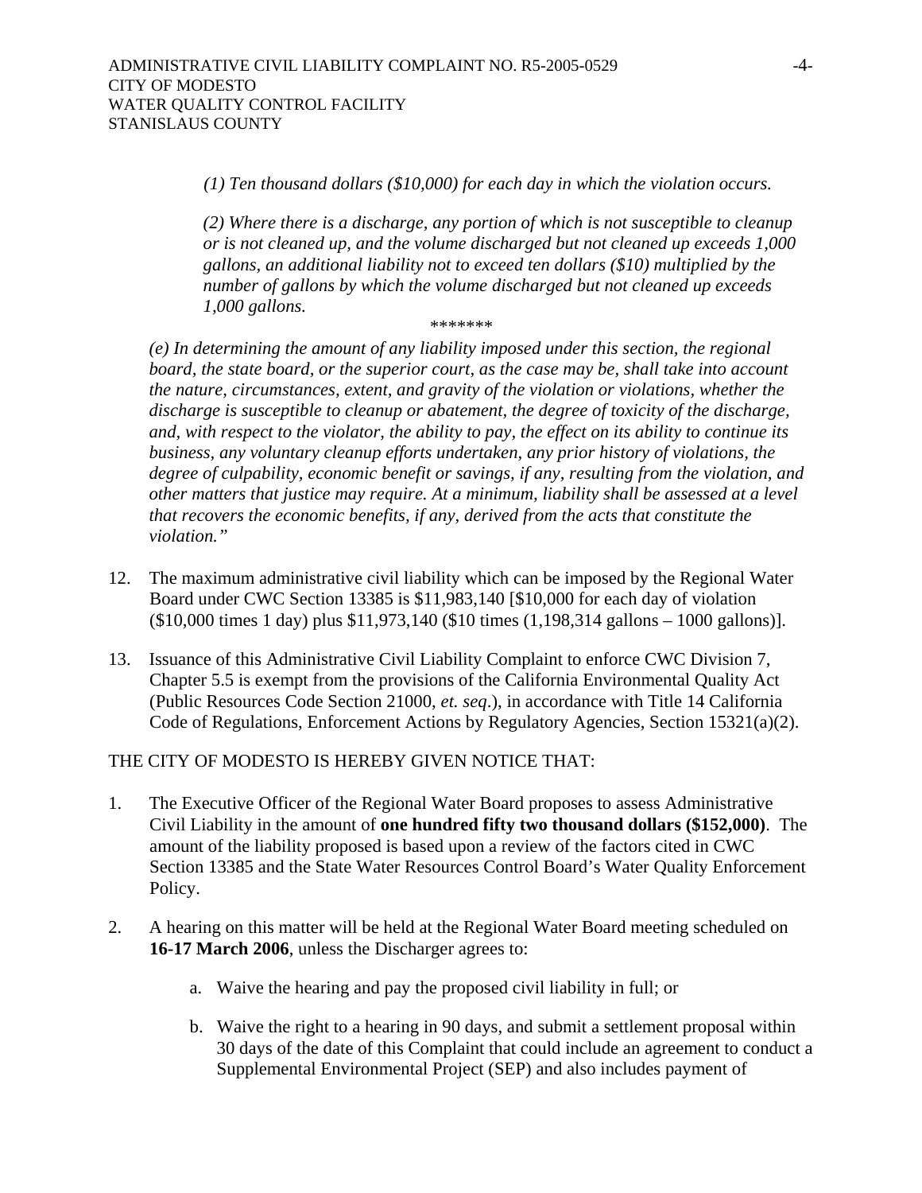*(1) Ten thousand dollars ($10,000) for each day in which the violation occurs.*

*(2) Where there is a discharge, any portion of which is not susceptible to cleanup or is not cleaned up, and the volume discharged but not cleaned up exceeds 1,000 gallons, an additional liability not to exceed ten dollars ($10) multiplied by the number of gallons by which the volume discharged but not cleaned up exceeds 1,000 gallons.*

\*\*\*\*\*\*\*

*(e) In determining the amount of any liability imposed under this section, the regional board, the state board, or the superior court, as the case may be, shall take into account the nature, circumstances, extent, and gravity of the violation or violations, whether the discharge is susceptible to cleanup or abatement, the degree of toxicity of the discharge, and, with respect to the violator, the ability to pay, the effect on its ability to continue its business, any voluntary cleanup efforts undertaken, any prior history of violations, the degree of culpability, economic benefit or savings, if any, resulting from the violation, and other matters that justice may require. At a minimum, liability shall be assessed at a level that recovers the economic benefits, if any, derived from the acts that constitute the violation."*

12. The maximum administrative civil liability which can be imposed by the Regional Water Board under CWC Section 13385 is $11,983,140 [$10,000 for each day of violation ($10,000 times 1 day) plus $11,973,140 ($10 times (1,198,314 gallons – 1000 gallons)].

13. Issuance of this Administrative Civil Liability Complaint to enforce CWC Division 7, Chapter 5.5 is exempt from the provisions of the California Environmental Quality Act (Public Resources Code Section 21000, *et. seq*.), in accordance with Title 14 California Code of Regulations, Enforcement Actions by Regulatory Agencies, Section 15321(a)(2).

THE CITY OF MODESTO IS HEREBY GIVEN NOTICE THAT:

1. The Executive Officer of the Regional Water Board proposes to assess Administrative Civil Liability in the amount of **one hundred fifty two thousand dollars ($152,000)**. The amount of the liability proposed is based upon a review of the factors cited in CWC Section 13385 and the State Water Resources Control Board's Water Quality Enforcement Policy.

2. A hearing on this matter will be held at the Regional Water Board meeting scheduled on **16-17 March 2006**, unless the Discharger agrees to:

   a. Waive the hearing and pay the proposed civil liability in full; or

   b. Waive the right to a hearing in 90 days, and submit a settlement proposal within 30 days of the date of this Complaint that could include an agreement to conduct a Supplemental Environmental Project (SEP) and also includes payment of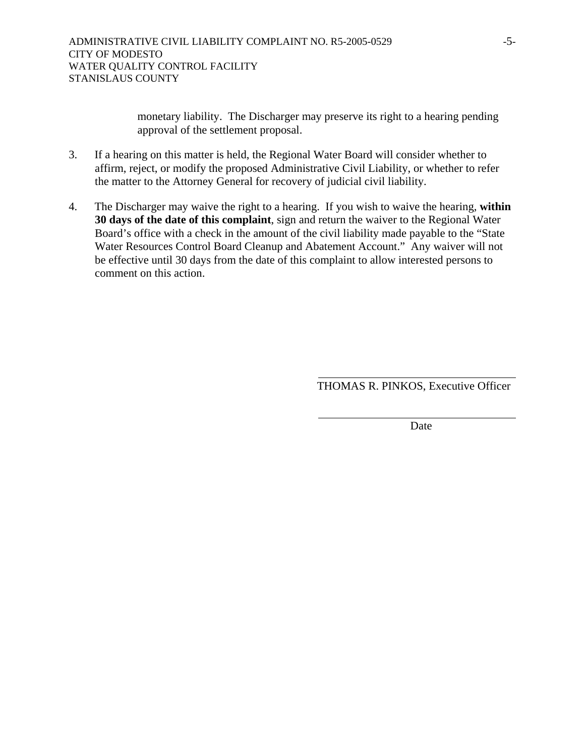monetary liability. The Discharger may preserve its right to a hearing pending approval of the settlement proposal.

3. If a hearing on this matter is held, the Regional Water Board will consider whether to affirm, reject, or modify the proposed Administrative Civil Liability, or whether to refer the matter to the Attorney General for recovery of judicial civil liability.

4. The Discharger may waive the right to a hearing. If you wish to waive the hearing, **within 30 days of the date of this complaint**, sign and return the waiver to the Regional Water Board's office with a check in the amount of the civil liability made payable to the "State Water Resources Control Board Cleanup and Abatement Account." Any waiver will not be effective until 30 days from the date of this complaint to allow interested persons to comment on this action.

\_\_\_\_\_\_\_\_\_\_\_\_\_\_\_\_\_\_\_\_\_\_\_\_\_\_\_\_\_\_\_\_\_\_\_\_

THOMAS R. PINKOS, Executive Officer

\_\_\_\_\_\_\_\_\_\_\_\_\_\_\_\_\_\_\_\_\_\_\_\_\_\_\_\_\_\_\_\_\_\_\_\_

Date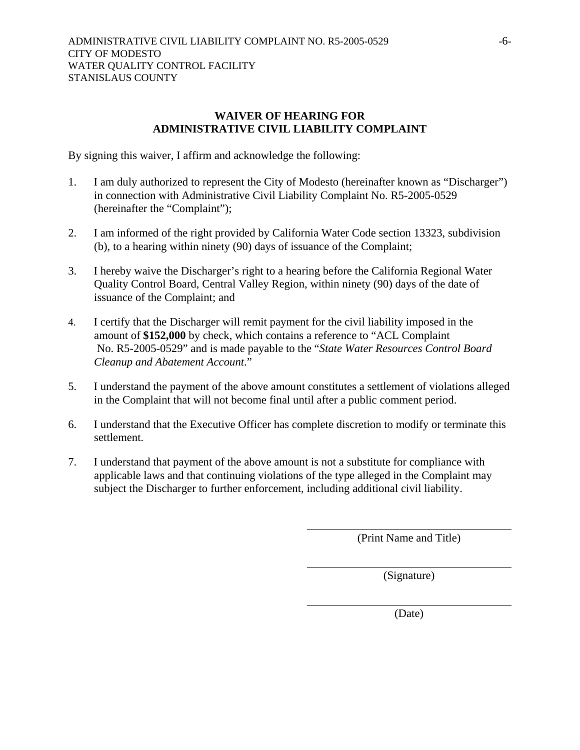## WAIVER OF HEARING FOR ADMINISTRATIVE CIVIL LIABILITY COMPLAINT

By signing this waiver, I affirm and acknowledge the following:

1. I am duly authorized to represent the City of Modesto (hereinafter known as "Discharger") in connection with Administrative Civil Liability Complaint No. R5-2005-0529 (hereinafter the "Complaint");

2. I am informed of the right provided by California Water Code section 13323, subdivision (b), to a hearing within ninety (90) days of issuance of the Complaint;

3. I hereby waive the Discharger's right to a hearing before the California Regional Water Quality Control Board, Central Valley Region, within ninety (90) days of the date of issuance of the Complaint; and

4. I certify that the Discharger will remit payment for the civil liability imposed in the amount of **$152,000** by check, which contains a reference to "ACL Complaint No. R5-2005-0529" and is made payable to the "*State Water Resources Control Board Cleanup and Abatement Account.*"

5. I understand the payment of the above amount constitutes a settlement of violations alleged in the Complaint that will not become final until after a public comment period.

6. I understand that the Executive Officer has complete discretion to modify or terminate this settlement.

7. I understand that payment of the above amount is not a substitute for compliance with applicable laws and that continuing violations of the type alleged in the Complaint may subject the Discharger to further enforcement, including additional civil liability.

\_\_\_\_\_\_\_\_\_\_\_\_\_\_\_\_\_\_\_\_\_\_\_\_\_\_\_\_\_\_\_\_\_\_\_\_
(Print Name and Title)

\_\_\_\_\_\_\_\_\_\_\_\_\_\_\_\_\_\_\_\_\_\_\_\_\_\_\_\_\_\_\_\_\_\_\_\_
(Signature)

\_\_\_\_\_\_\_\_\_\_\_\_\_\_\_\_\_\_\_\_\_\_\_\_\_\_\_\_\_\_\_\_\_\_\_\_
(Date)